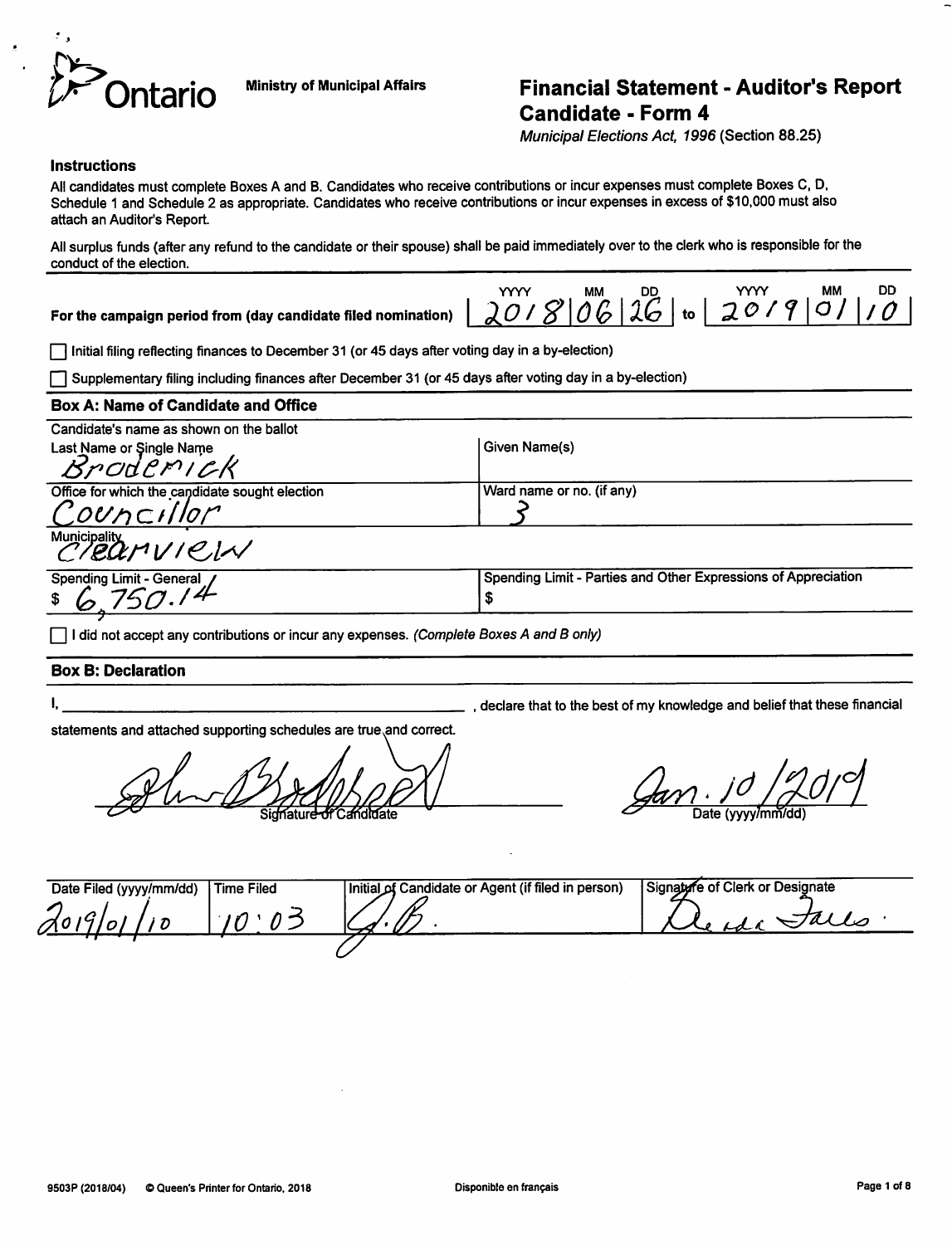Ontario

Ministry of Municipal Affairs

# Financial Statement - Auditor's Report Candidate - Form 4

*Municipal Elections Act, 1996* (Section 88.25)

### Instructions

All candidates must complete Boxes A and B. Candidates who receive contributions or incur expenses must complete Boxes C, D, Schedule 1 and Schedule 2 as appropriate. Candidates who receive contributions or incur expenses in excess of $10,000 must also attach an Auditor's Report.

All surplus funds (after any refund to the candidate or their spouse) shall be paid immediately over to the clerk who is responsible for the conduct of the election.

**For the campaign period from (day candidate filed nomination)** 2018/06/26 to 2019/01/10

☐ Initial filing reflecting finances to December 31 (or 45 days after voting day in a by-election)

☐ Supplementary filing including finances after December 31 (or 45 days after voting day in a by-election)

### Box A: Name of Candidate and Office

Candidate's name as shown on the ballot

| Last Name or Single Name | Given Name(s) |
|---|---|
| Broderick | |
| **Office for which the candidate sought election** | **Ward name or no. (if any)** |
| Councillor | 3 |
| **Municipality** | |
| Clearview | |
| **Spending Limit - General** | **Spending Limit - Parties and Other Expressions of Appreciation** |
| $ 6,750.14 | $ |

☐ I did not accept any contributions or incur any expenses. *(Complete Boxes A and B only)*

### Box B: Declaration

I, ______________________, declare that to the best of my knowledge and belief that these financial statements and attached supporting schedules are true and correct.

[Signature] — Signature of Candidate

Jan. 10 /2019 — Date (yyyy/mm/dd)

| Date Filed (yyyy/mm/dd) | Time Filed | Initial of Candidate or Agent (if filed in person) | Signature of Clerk or Designate |
|---|---|---|---|
| 2019/01/10 | 10:03 | J.B. | [Signature] |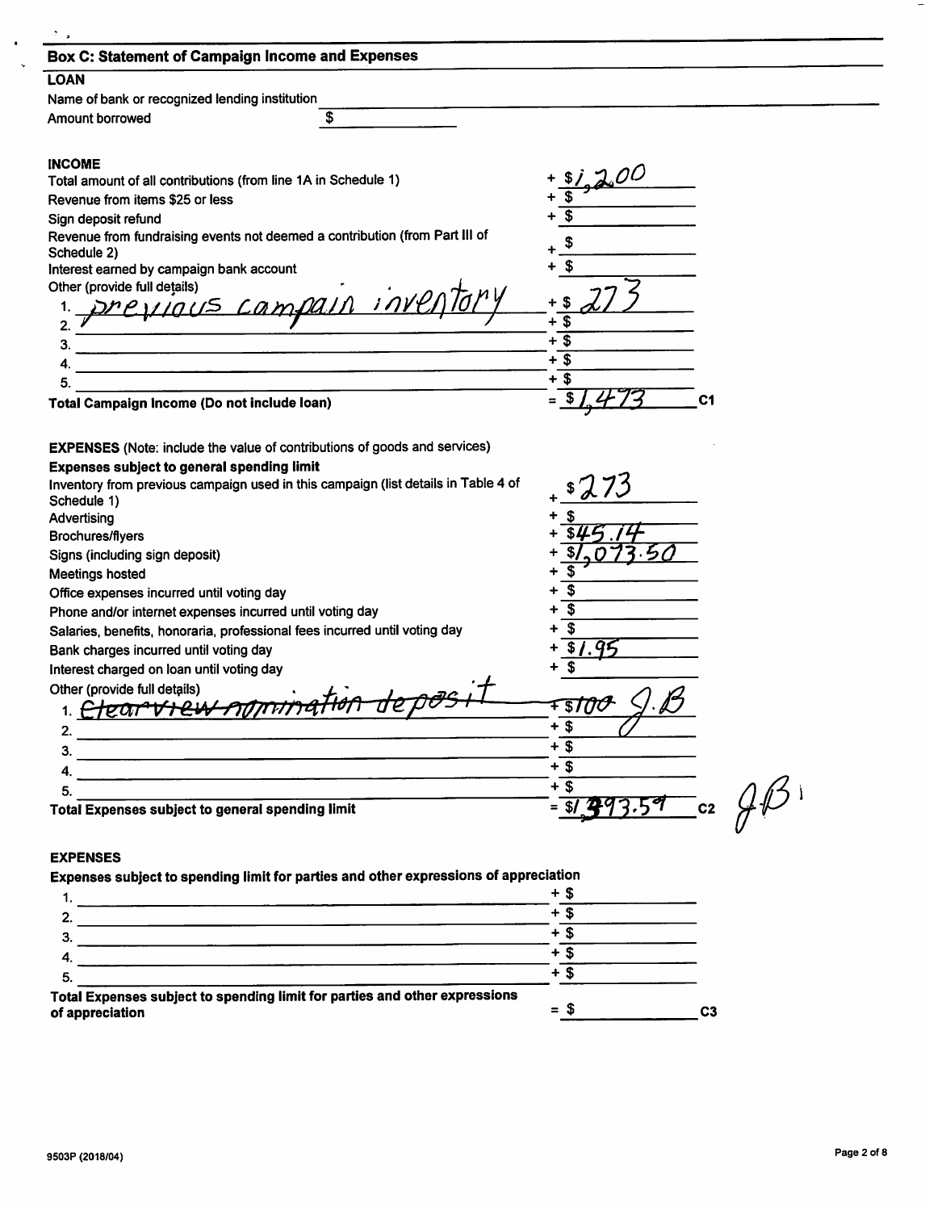## Box C: Statement of Campaign Income and Expenses

### LOAN

| | |
|---|---|
| Name of bank or recognized lending institution | |
| Amount borrowed | $ |

### INCOME

| | |
|---|---|
| Total amount of all contributions (from line 1A in Schedule 1) | + $1,200 |
| Revenue from items $25 or less | + $ |
| Sign deposit refund | + $ |
| Revenue from fundraising events not deemed a contribution (from Part III of Schedule 2) | + $ |
| Interest earned by campaign bank account | + $ |
| Other (provide full details) | |
| 1. previous campain inventory | + $ 273 |
| 2. | + $ |
| 3. | + $ |
| 4. | + $ |
| 5. | + $ |
| **Total Campaign Income (Do not include loan)** | = $1,473 **C1** |

**EXPENSES** (Note: include the value of contributions of goods and services)

**Expenses subject to general spending limit**

| | |
|---|---|
| Inventory from previous campaign used in this campaign (list details in Table 4 of Schedule 1) | + $273 |
| Advertising | + $ |
| Brochures/flyers | + $45.14 |
| Signs (including sign deposit) | + $1,073.50 |
| Meetings hosted | + $ |
| Office expenses incurred until voting day | + $ |
| Phone and/or internet expenses incurred until voting day | + $ |
| Salaries, benefits, honoraria, professional fees incurred until voting day | + $ |
| Bank charges incurred until voting day | + $1.95 |
| Interest charged on loan until voting day | + $ |
| Other (provide full details) | |
| 1. ~~Clearview nomination deposit~~ | + ~~$100~~ J.B |
| 2. | + $ |
| 3. | + $ |
| 4. | + $ |
| 5. | + $ |
| **Total Expenses subject to general spending limit** | = $1,393.59 **C2** J.B |

### EXPENSES

**Expenses subject to spending limit for parties and other expressions of appreciation**

| | |
|---|---|
| 1. | + $ |
| 2. | + $ |
| 3. | + $ |
| 4. | + $ |
| 5. | + $ |
| **Total Expenses subject to spending limit for parties and other expressions of appreciation** | = $ **C3** |

9503P (2018/04)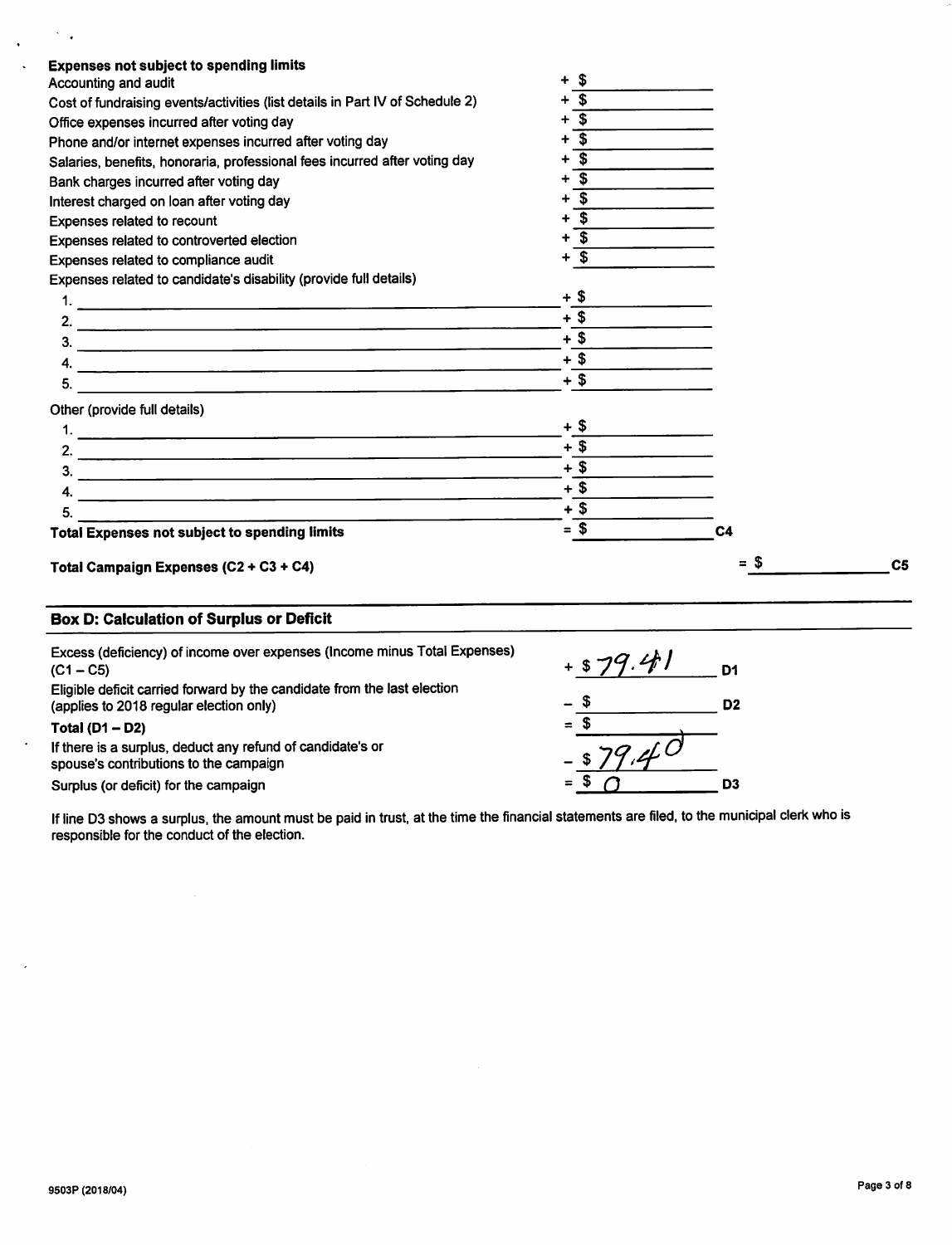**Expenses not subject to spending limits**

| Item | Amount | |
|---|---|---|
| Accounting and audit | + $ | |
| Cost of fundraising events/activities (list details in Part IV of Schedule 2) | + $ | |
| Office expenses incurred after voting day | + $ | |
| Phone and/or internet expenses incurred after voting day | + $ | |
| Salaries, benefits, honoraria, professional fees incurred after voting day | + $ | |
| Bank charges incurred after voting day | + $ | |
| Interest charged on loan after voting day | + $ | |
| Expenses related to recount | + $ | |
| Expenses related to controverted election | + $ | |
| Expenses related to compliance audit | + $ | |
| Expenses related to candidate's disability (provide full details) | | |
| 1. | + $ | |
| 2. | + $ | |
| 3. | + $ | |
| 4. | + $ | |
| 5. | + $ | |
| Other (provide full details) | | |
| 1. | + $ | |
| 2. | + $ | |
| 3. | + $ | |
| 4. | + $ | |
| 5. | + $ | |
| **Total Expenses not subject to spending limits** | = $ | C4 |

**Total Campaign Expenses (C2 + C3 + C4)** = $ C5

## Box D: Calculation of Surplus or Deficit

| Item | Amount | |
|---|---|---|
| Excess (deficiency) of income over expenses (Income minus Total Expenses) (C1 – C5) | + $ 79.41 | D1 |
| Eligible deficit carried forward by the candidate from the last election (applies to 2018 regular election only) | – $ | D2 |
| **Total (D1 – D2)** | = $ | |
| If there is a surplus, deduct any refund of candidate's or spouse's contributions to the campaign | – $ 79.40 | |
| Surplus (or deficit) for the campaign | = $ 0 | D3 |

If line D3 shows a surplus, the amount must be paid in trust, at the time the financial statements are filed, to the municipal clerk who is responsible for the conduct of the election.

9503P (2018/04)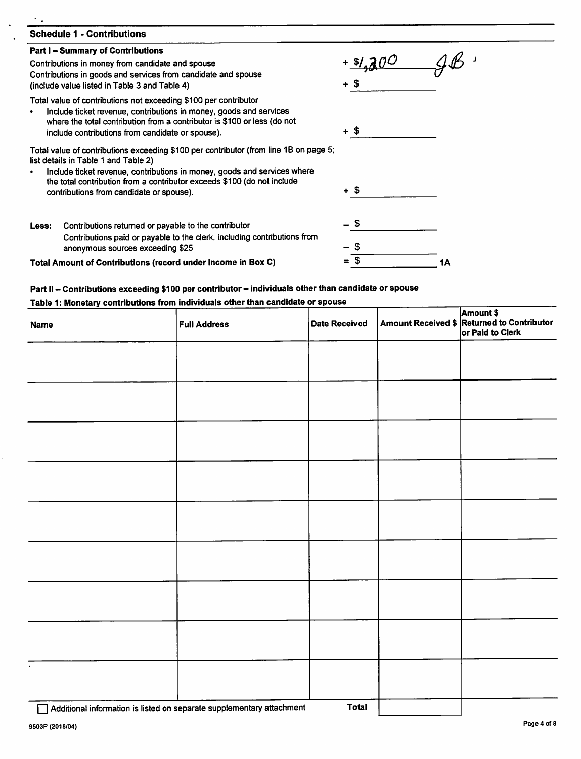## Schedule 1 - Contributions

### Part I – Summary of Contributions

| | |
|---|---|
| Contributions in money from candidate and spouse | + $1,200 JB |
| Contributions in goods and services from candidate and spouse (include value listed in Table 3 and Table 4) | + $ |
| Total value of contributions not exceeding $100 per contributor<br>• Include ticket revenue, contributions in money, goods and services where the total contribution from a contributor is $100 or less (do not include contributions from candidate or spouse). | + $ |
| Total value of contributions exceeding $100 per contributor (from line 1B on page 5; list details in Table 1 and Table 2)<br>• Include ticket revenue, contributions in money, goods and services where the total contribution from a contributor exceeds $100 (do not include contributions from candidate or spouse). | + $ |
| **Less:** Contributions returned or payable to the contributor | – $ |
| Contributions paid or payable to the clerk, including contributions from anonymous sources exceeding $25 | – $ |
| **Total Amount of Contributions (record under Income in Box C)** | = $ **1A** |

### Part II – Contributions exceeding $100 per contributor – individuals other than candidate or spouse

**Table 1: Monetary contributions from individuals other than candidate or spouse**

| Name | Full Address | Date Received | Amount Received $ | Amount $ Returned to Contributor or Paid to Clerk |
|---|---|---|---|---|
| | | | | |
| | | | | |
| | | | | |
| | | | | |
| | | | | |
| | | | | |
| | | | | |
| | | | | |
| | | | | |
| | | **Total** | | |

☐ Additional information is listed on separate supplementary attachment

9503P (2018/04)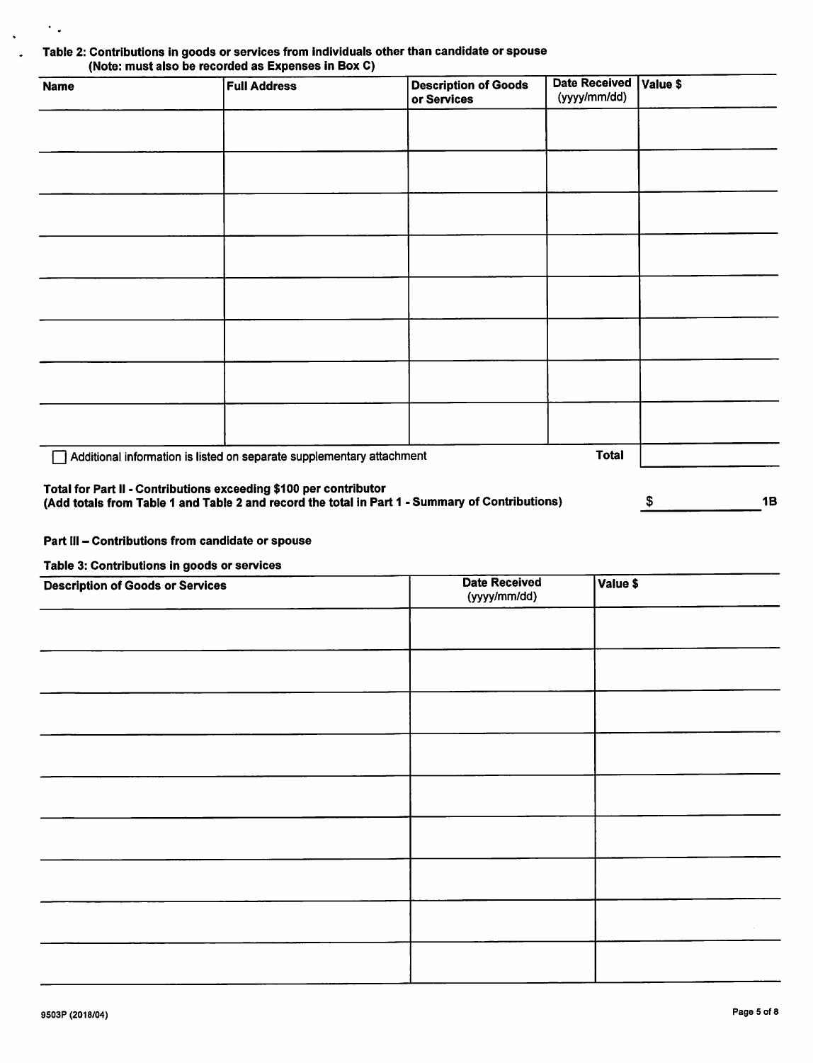**Table 2: Contributions in goods or services from individuals other than candidate or spouse**
**(Note: must also be recorded as Expenses in Box C)**

| Name | Full Address | Description of Goods or Services | Date Received (yyyy/mm/dd) | Value $ |
|---|---|---|---|---|
| | | | | |
| | | | | |
| | | | | |
| | | | | |
| | | | | |
| | | | | |
| | | | | |
| | | | | |
| ☐ Additional information is listed on separate supplementary attachment | | | Total | |

**Total for Part II - Contributions exceeding $100 per contributor**
**(Add totals from Table 1 and Table 2 and record the total in Part 1 - Summary of Contributions)** $ ______ **1B**

**Part III – Contributions from candidate or spouse**

**Table 3: Contributions in goods or services**

| Description of Goods or Services | Date Received (yyyy/mm/dd) | Value $ |
|---|---|---|
| | | |
| | | |
| | | |
| | | |
| | | |
| | | |
| | | |
| | | |
| | | |

9503P (2018/04)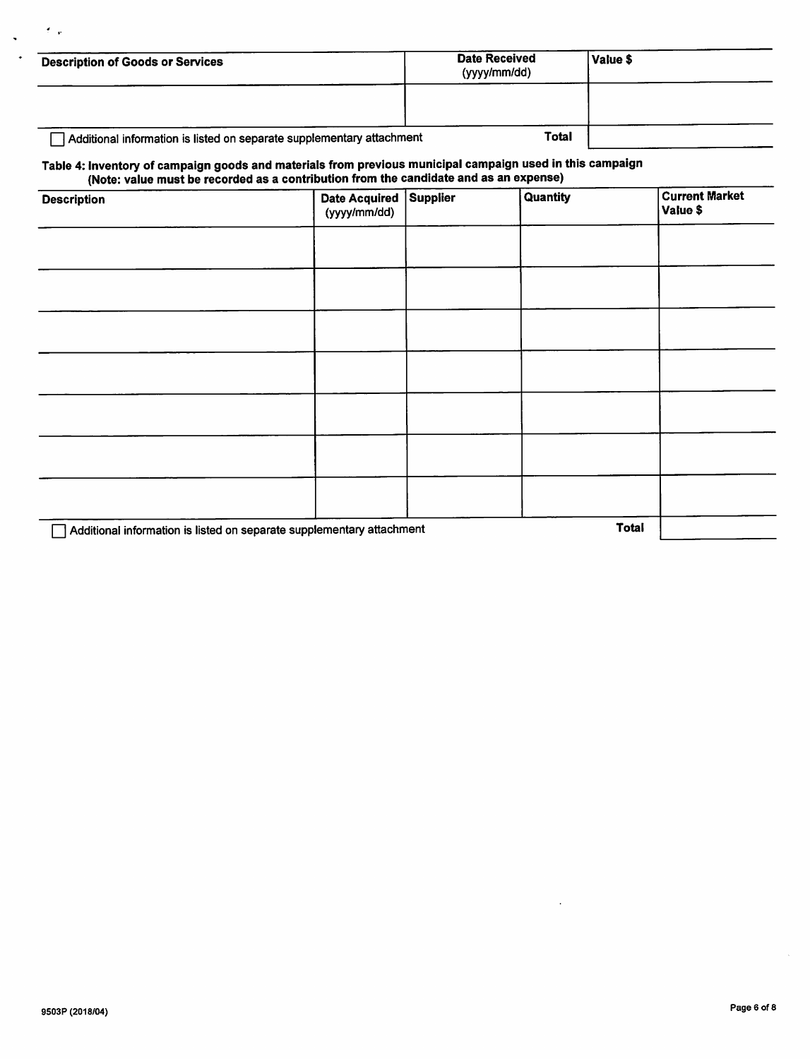| Description of Goods or Services | Date Received (yyyy/mm/dd) | Value $ |
|---|---|---|
| | | |
| ☐ Additional information is listed on separate supplementary attachment | **Total** | |

**Table 4: Inventory of campaign goods and materials from previous municipal campaign used in this campaign (Note: value must be recorded as a contribution from the candidate and as an expense)**

| Description | Date Acquired (yyyy/mm/dd) | Supplier | Quantity | Current Market Value $ |
|---|---|---|---|---|
| | | | | |
| | | | | |
| | | | | |
| | | | | |
| | | | | |
| | | | | |
| | | | | |
| ☐ Additional information is listed on separate supplementary attachment | | | **Total** | |

9503P (2018/04)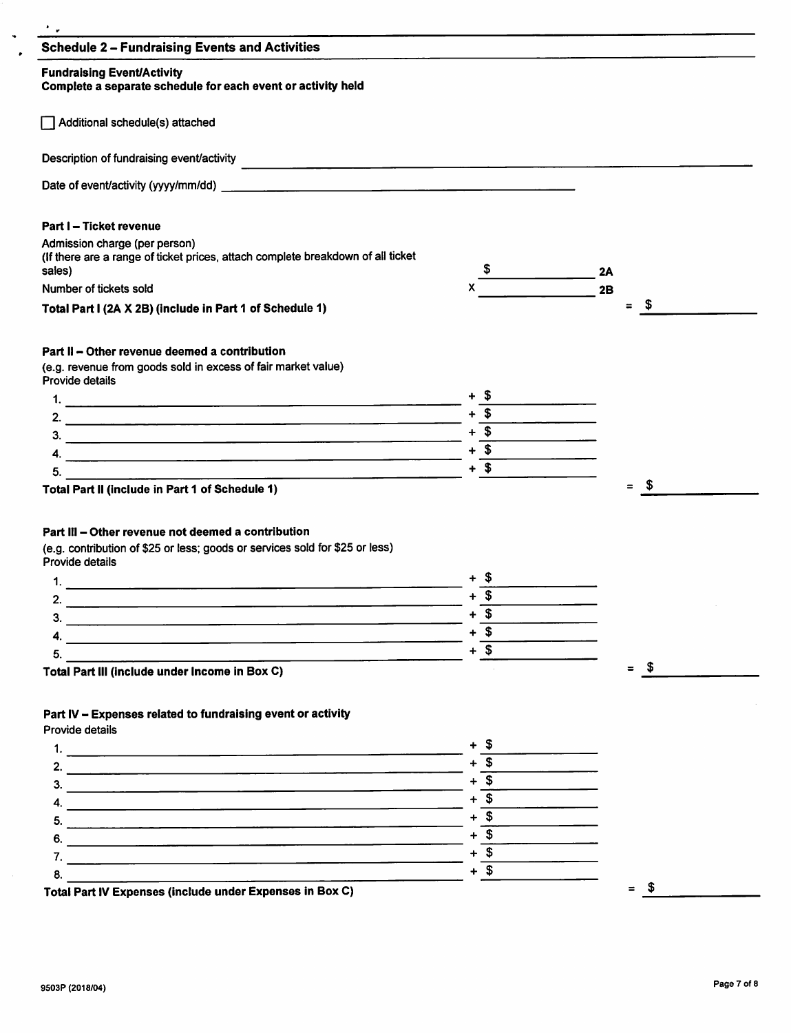## Schedule 2 – Fundraising Events and Activities

**Fundraising Event/Activity**
**Complete a separate schedule for each event or activity held**

☐ Additional schedule(s) attached

Description of fundraising event/activity ____________________

Date of event/activity (yyyy/mm/dd) ____________________

**Part I – Ticket revenue**

Admission charge (per person)
(If there are a range of ticket prices, attach complete breakdown of all ticket sales) $ ________ **2A**

Number of tickets sold x ________ **2B**

**Total Part I (2A X 2B) (include in Part 1 of Schedule 1)** = $ ________

**Part II – Other revenue deemed a contribution**
(e.g. revenue from goods sold in excess of fair market value)
Provide details

1. ____________________ + $ ________
2. ____________________ + $ ________
3. ____________________ + $ ________
4. ____________________ + $ ________
5. ____________________ + $ ________

**Total Part II (include in Part 1 of Schedule 1)** = $ ________

**Part III – Other revenue not deemed a contribution**
(e.g. contribution of $25 or less; goods or services sold for $25 or less)
Provide details

1. ____________________ + $ ________
2. ____________________ + $ ________
3. ____________________ + $ ________
4. ____________________ + $ ________
5. ____________________ + $ ________

**Total Part III (include under Income in Box C)** = $ ________

**Part IV – Expenses related to fundraising event or activity**
Provide details

1. ____________________ + $ ________
2. ____________________ + $ ________
3. ____________________ + $ ________
4. ____________________ + $ ________
5. ____________________ + $ ________
6. ____________________ + $ ________
7. ____________________ + $ ________
8. ____________________ + $ ________

**Total Part IV Expenses (include under Expenses in Box C)** = $ ________

9503P (2018/04)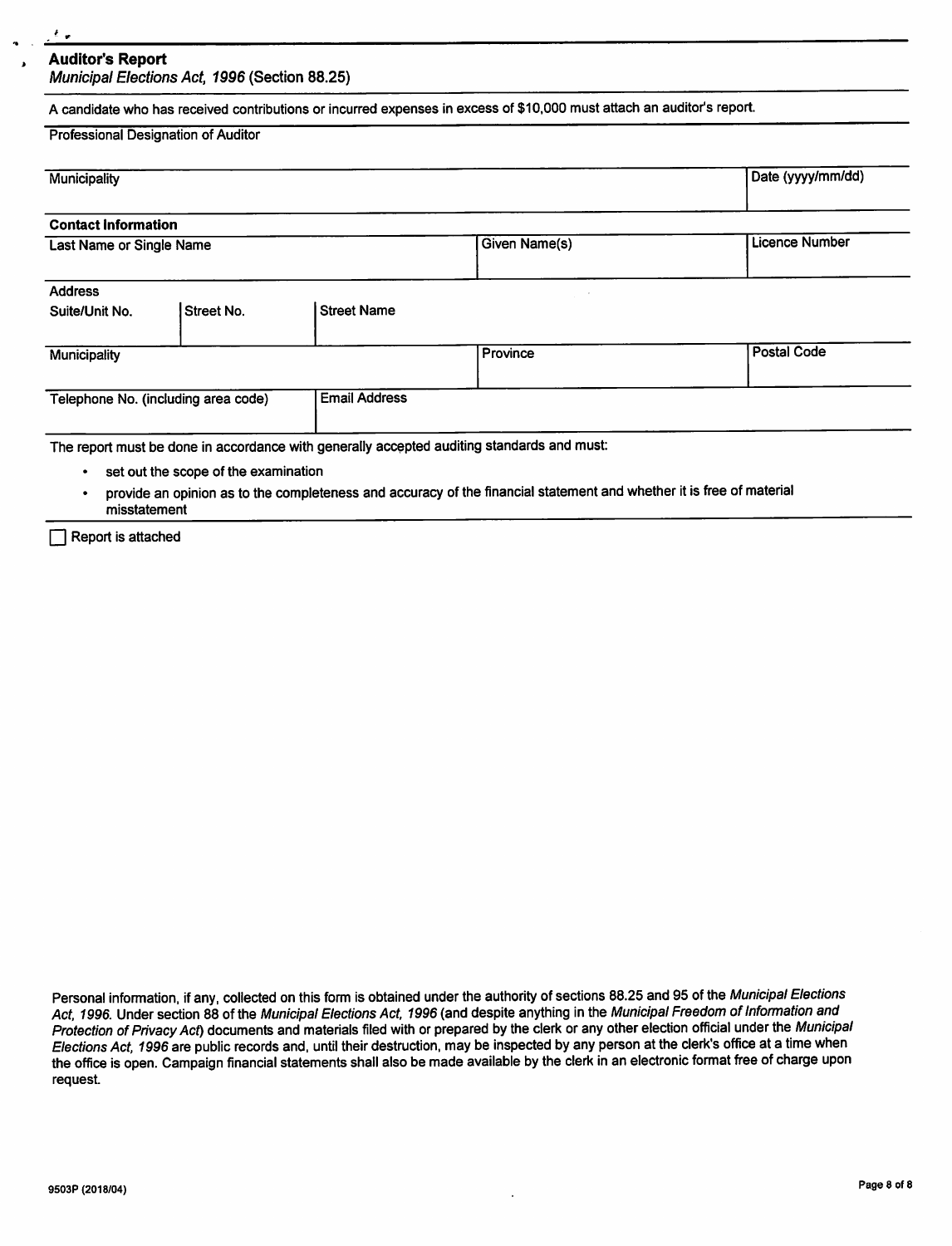## Auditor's Report

*Municipal Elections Act, 1996* (Section 88.25)

A candidate who has received contributions or incurred expenses in excess of $10,000 must attach an auditor's report.

Professional Designation of Auditor

| Municipality | Date (yyyy/mm/dd) |
|---|---|
| | |

**Contact Information**

| Last Name or Single Name | Given Name(s) | Licence Number |
|---|---|---|
| | | |

Address

| Suite/Unit No. | Street No. | Street Name |
|---|---|---|
| | | |

| Municipality | Province | Postal Code |
|---|---|---|
| | | |

| Telephone No. (including area code) | Email Address |
|---|---|
| | |

The report must be done in accordance with generally accepted auditing standards and must:

- set out the scope of the examination
- provide an opinion as to the completeness and accuracy of the financial statement and whether it is free of material misstatement

☐ Report is attached

Personal information, if any, collected on this form is obtained under the authority of sections 88.25 and 95 of the *Municipal Elections Act, 1996*. Under section 88 of the *Municipal Elections Act, 1996* (and despite anything in the *Municipal Freedom of Information and Protection of Privacy Act*) documents and materials filed with or prepared by the clerk or any other election official under the *Municipal Elections Act, 1996* are public records and, until their destruction, may be inspected by any person at the clerk's office at a time when the office is open. Campaign financial statements shall also be made available by the clerk in an electronic format free of charge upon request.

9503P (2018/04)